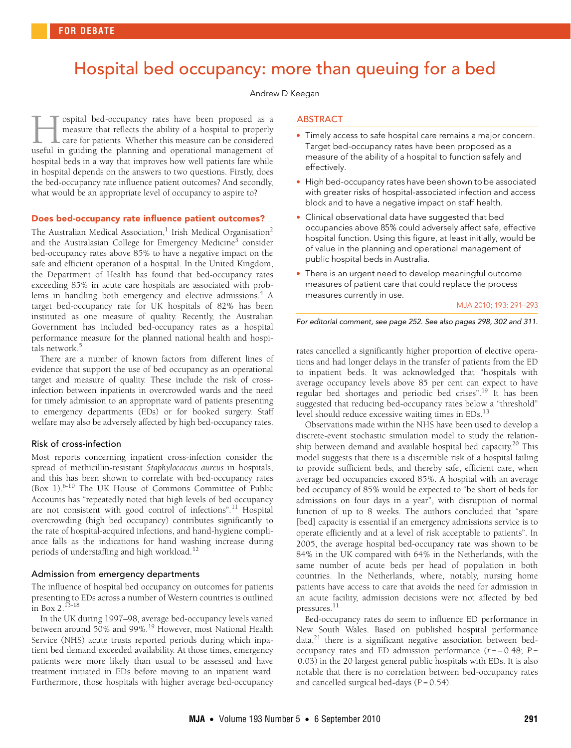FOR DEBATE

# Hospital bed occupancy: more than queuing for a bed

Andrew D Keegan

## ABSTRACT

- Timely access to safe hospital care remains a major concern. Target bed-occupancy rates have been proposed as a measure of the ability of a hospital to function safely and effectively.
- High bed-occupancy rates have been shown to be associated with greater risks of hospital-associated infection and access block and to have a negative impact on staff health.
- Clinical observational data have suggested that bed occupancies above 85% could adversely affect safe, effective hospital function. Using this figure, at least initially, would be of value in the planning and operational management of public hospital beds in Australia.
- There is an urgent need to develop meaningful outcome measures of patient care that could replace the process measures currently in use.

MJA 2010; 193: 291–293

*For editorial comment, see page 252. See also pages 298, 302 and 311.*

Hospital bed-occupancy rates have been proposed as a measure that reflects the ability of a hospital to properly care for patients. Whether this measure can be considered useful in guiding the planning and operational management of hospital beds in a way that improves how well patients fare while in hospital depends on the answers to two questions. Firstly, does the bed-occupancy rate influence patient outcomes? And secondly, what would be an appropriate level of occupancy to aspire to?

## Does bed-occupancy rate influence patient outcomes?

The Australian Medical Association,[1] Irish Medical Organisation[2] and the Australasian College for Emergency Medicine[3] consider bed-occupancy rates above 85% to have a negative impact on the safe and efficient operation of a hospital. In the United Kingdom, the Department of Health has found that bed-occupancy rates exceeding 85% in acute care hospitals are associated with problems in handling both emergency and elective admissions.[4] A target bed-occupancy rate for UK hospitals of 82% has been instituted as one measure of quality. Recently, the Australian Government has included bed-occupancy rates as a hospital performance measure for the planned national health and hospitals network.[5]

There are a number of known factors from different lines of evidence that support the use of bed occupancy as an operational target and measure of quality. These include the risk of cross-infection between inpatients in overcrowded wards and the need for timely admission to an appropriate ward of patients presenting to emergency departments (EDs) or for booked surgery. Staff welfare may also be adversely affected by high bed-occupancy rates.

### Risk of cross-infection

Most reports concerning inpatient cross-infection consider the spread of methicillin-resistant *Staphylococcus aureus* in hospitals, and this has been shown to correlate with bed-occupancy rates (Box 1).[6-10] The UK House of Commons Committee of Public Accounts has "repeatedly noted that high levels of bed occupancy are not consistent with good control of infections".[11] Hospital overcrowding (high bed occupancy) contributes significantly to the rate of hospital-acquired infections, and hand-hygiene compliance falls as the indications for hand washing increase during periods of understaffing and high workload.[12]

### Admission from emergency departments

The influence of hospital bed occupancy on outcomes for patients presenting to EDs across a number of Western countries is outlined in Box 2.[13-18]

In the UK during 1997–98, average bed-occupancy levels varied between around 50% and 99%.[19] However, most National Health Service (NHS) acute trusts reported periods during which inpatient bed demand exceeded availability. At those times, emergency patients were more likely than usual to be assessed and have treatment initiated in EDs before moving to an inpatient ward. Furthermore, those hospitals with higher average bed-occupancy rates cancelled a significantly higher proportion of elective operations and had longer delays in the transfer of patients from the ED to inpatient beds. It was acknowledged that "hospitals with average occupancy levels above 85 per cent can expect to have regular bed shortages and periodic bed crises".[19] It has been suggested that reducing bed-occupancy rates below a "threshold" level should reduce excessive waiting times in EDs.[13]

Observations made within the NHS have been used to develop a discrete-event stochastic simulation model to study the relationship between demand and available hospital bed capacity.[20] This model suggests that there is a discernible risk of a hospital failing to provide sufficient beds, and thereby safe, efficient care, when average bed occupancies exceed 85%. A hospital with an average bed occupancy of 85% would be expected to "be short of beds for admissions on four days in a year", with disruption of normal function of up to 8 weeks. The authors concluded that "spare [bed] capacity is essential if an emergency admissions service is to operate efficiently and at a level of risk acceptable to patients". In 2005, the average hospital bed-occupancy rate was shown to be 84% in the UK compared with 64% in the Netherlands, with the same number of acute beds per head of population in both countries. In the Netherlands, where, notably, nursing home patients have access to care that avoids the need for admission in an acute facility, admission decisions were not affected by bed pressures.[11]

Bed-occupancy rates do seem to influence ED performance in New South Wales. Based on published hospital performance data,[21] there is a significant negative association between bed-occupancy rates and ED admission performance ($r = -0.48$; $P = 0.03$) in the 20 largest general public hospitals with EDs. It is also notable that there is no correlation between bed-occupancy rates and cancelled surgical bed-days ($P = 0.54$).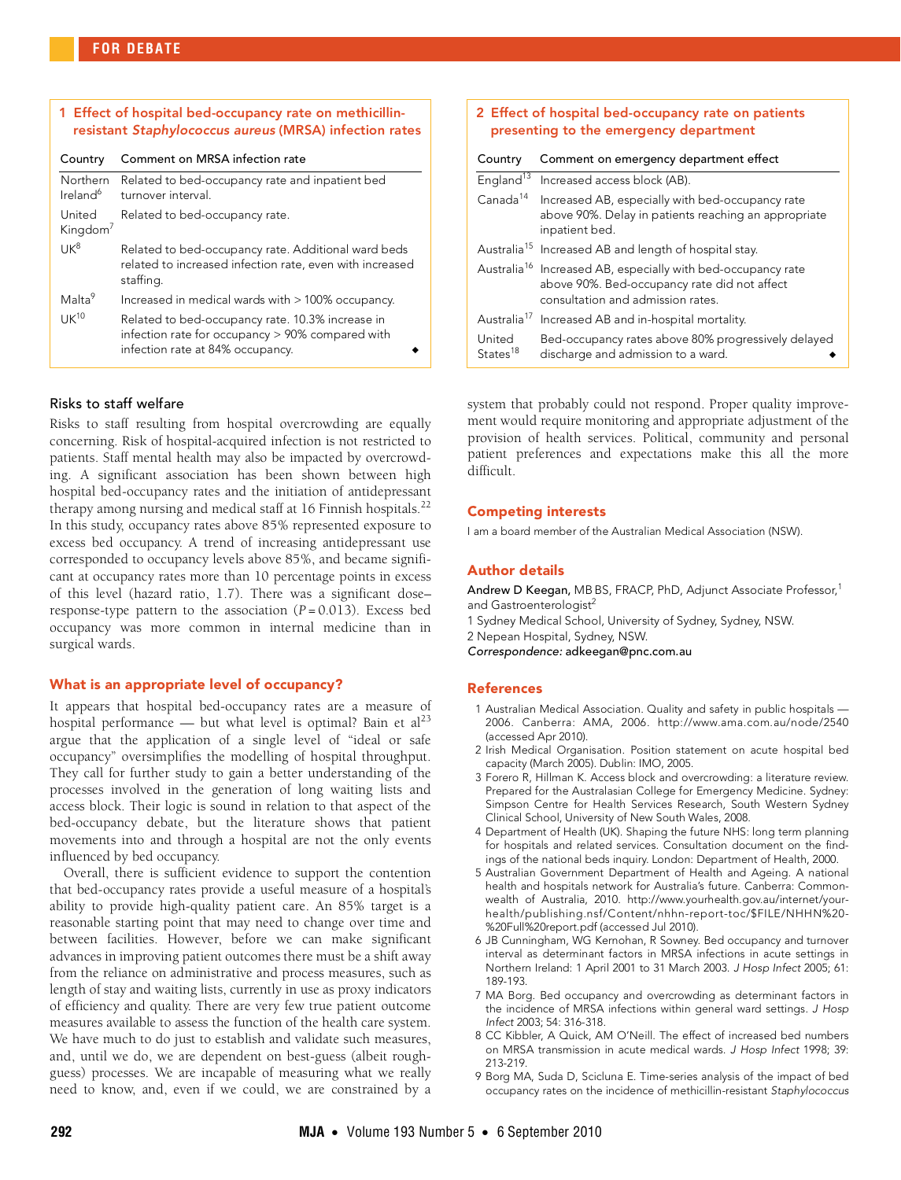**1 Effect of hospital bed-occupancy rate on methicillin-resistant *Staphylococcus aureus* (MRSA) infection rates**

| Country | Comment on MRSA infection rate |
|---|---|
| Northern Ireland[6] | Related to bed-occupancy rate and inpatient bed turnover interval. |
| United Kingdom[7] | Related to bed-occupancy rate. |
| UK[8] | Related to bed-occupancy rate. Additional ward beds related to increased infection rate, even with increased staffing. |
| Malta[9] | Increased in medical wards with > 100% occupancy. |
| UK[10] | Related to bed-occupancy rate. 10.3% increase in infection rate for occupancy > 90% compared with infection rate at 84% occupancy. ◆ |

**2 Effect of hospital bed-occupancy rate on patients presenting to the emergency department**

| Country | Comment on emergency department effect |
|---|---|
| England[13] | Increased access block (AB). |
| Canada[14] | Increased AB, especially with bed-occupancy rate above 90%. Delay in patients reaching an appropriate inpatient bed. |
| Australia[15] | Increased AB and length of hospital stay. |
| Australia[16] | Increased AB, especially with bed-occupancy rate above 90%. Bed-occupancy rate did not affect consultation and admission rates. |
| Australia[17] | Increased AB and in-hospital mortality. |
| United States[18] | Bed-occupancy rates above 80% progressively delayed discharge and admission to a ward. ◆ |

### Risks to staff welfare

Risks to staff resulting from hospital overcrowding are equally concerning. Risk of hospital-acquired infection is not restricted to patients. Staff mental health may also be impacted by overcrowding. A significant association has been shown between high hospital bed-occupancy rates and the initiation of antidepressant therapy among nursing and medical staff at 16 Finnish hospitals.[22] In this study, occupancy rates above 85% represented exposure to excess bed occupancy. A trend of increasing antidepressant use corresponded to occupancy levels above 85%, and became significant at occupancy rates more than 10 percentage points in excess of this level (hazard ratio, 1.7). There was a significant dose–response-type pattern to the association ($P = 0.013$). Excess bed occupancy was more common in internal medicine than in surgical wards.

### What is an appropriate level of occupancy?

It appears that hospital bed-occupancy rates are a measure of hospital performance — but what level is optimal? Bain et al[23] argue that the application of a single level of "ideal or safe occupancy" oversimplifies the modelling of hospital throughput. They call for further study to gain a better understanding of the processes involved in the generation of long waiting lists and access block. Their logic is sound in relation to that aspect of the bed-occupancy debate, but the literature shows that patient movements into and through a hospital are not the only events influenced by bed occupancy.

Overall, there is sufficient evidence to support the contention that bed-occupancy rates provide a useful measure of a hospital's ability to provide high-quality patient care. An 85% target is a reasonable starting point that may need to change over time and between facilities. However, before we can make significant advances in improving patient outcomes there must be a shift away from the reliance on administrative and process measures, such as length of stay and waiting lists, currently in use as proxy indicators of efficiency and quality. There are very few true patient outcome measures available to assess the function of the health care system. We have much to do just to establish and validate such measures, and, until we do, we are dependent on best-guess (albeit rough-guess) processes. We are incapable of measuring what we really need to know, and, even if we could, we are constrained by a system that probably could not respond. Proper quality improvement would require monitoring and appropriate adjustment of the provision of health services. Political, community and personal patient preferences and expectations make this all the more difficult.

## Competing interests

I am a board member of the Australian Medical Association (NSW).

## Author details

**Andrew D Keegan**, MB BS, FRACP, PhD, Adjunct Associate Professor,[1] and Gastroenterologist[2]

1 Sydney Medical School, University of Sydney, Sydney, NSW.

2 Nepean Hospital, Sydney, NSW.

*Correspondence:* adkeegan@pnc.com.au

## References

1 Australian Medical Association. Quality and safety in public hospitals — 2006. Canberra: AMA, 2006. http://www.ama.com.au/node/2540 (accessed Apr 2010).

2 Irish Medical Organisation. Position statement on acute hospital bed capacity (March 2005). Dublin: IMO, 2005.

3 Forero R, Hillman K. Access block and overcrowding: a literature review. Prepared for the Australasian College for Emergency Medicine. Sydney: Simpson Centre for Health Services Research, South Western Sydney Clinical School, University of New South Wales, 2008.

4 Department of Health (UK). Shaping the future NHS: long term planning for hospitals and related services. Consultation document on the findings of the national beds inquiry. London: Department of Health, 2000.

5 Australian Government Department of Health and Ageing. A national health and hospitals network for Australia's future. Canberra: Commonwealth of Australia, 2010. http://www.yourhealth.gov.au/internet/yourhealth/publishing.nsf/Content/nhhn-report-toc/$FILE/NHHN%20-%20Full%20report.pdf (accessed Jul 2010).

6 JB Cunningham, WG Kernohan, R Sowney. Bed occupancy and turnover interval as determinant factors in MRSA infections in acute settings in Northern Ireland: 1 April 2001 to 31 March 2003. *J Hosp Infect* 2005; 61: 189-193.

7 MA Borg. Bed occupancy and overcrowding as determinant factors in the incidence of MRSA infections within general ward settings. *J Hosp Infect* 2003; 54: 316-318.

8 CC Kibbler, A Quick, AM O'Neill. The effect of increased bed numbers on MRSA transmission in acute medical wards. *J Hosp Infect* 1998; 39: 213-219.

9 Borg MA, Suda D, Scicluna E. Time-series analysis of the impact of bed occupancy rates on the incidence of methicillin-resistant *Staphylococcus*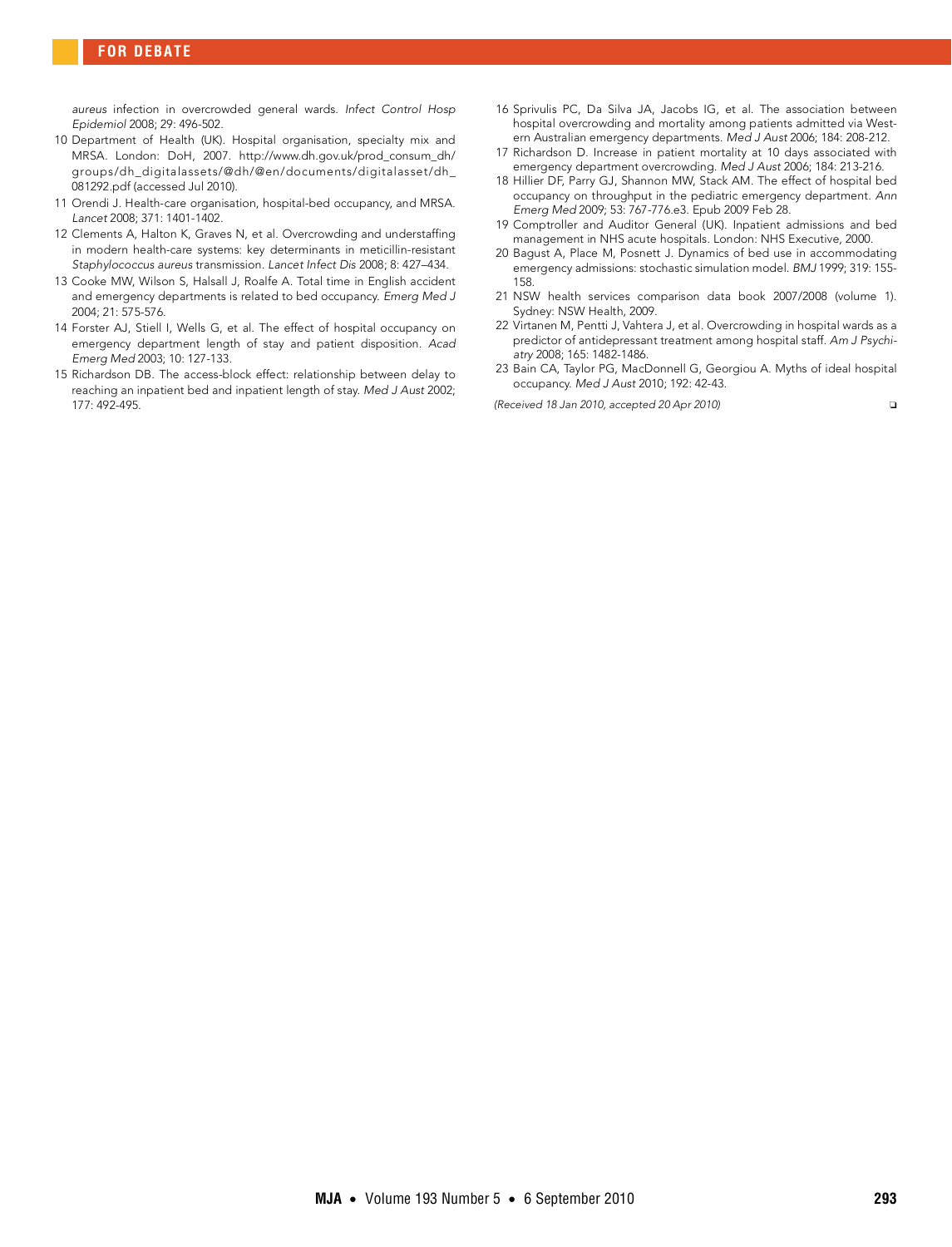*aureus* infection in overcrowded general wards. *Infect Control Hosp Epidemiol* 2008; 29: 496-502.

10 Department of Health (UK). Hospital organisation, specialty mix and MRSA. London: DoH, 2007. http://www.dh.gov.uk/prod_consum_dh/groups/dh_digitalassets/@dh/@en/documents/digitalasset/dh_081292.pdf (accessed Jul 2010).

11 Orendi J. Health-care organisation, hospital-bed occupancy, and MRSA. *Lancet* 2008; 371: 1401-1402.

12 Clements A, Halton K, Graves N, et al. Overcrowding and understaffing in modern health-care systems: key determinants in meticillin-resistant *Staphylococcus aureus* transmission. *Lancet Infect Dis* 2008; 8: 427–434.

13 Cooke MW, Wilson S, Halsall J, Roalfe A. Total time in English accident and emergency departments is related to bed occupancy. *Emerg Med J* 2004; 21: 575-576.

14 Forster AJ, Stiell I, Wells G, et al. The effect of hospital occupancy on emergency department length of stay and patient disposition. *Acad Emerg Med* 2003; 10: 127-133.

15 Richardson DB. The access-block effect: relationship between delay to reaching an inpatient bed and inpatient length of stay. *Med J Aust* 2002; 177: 492-495.

16 Sprivulis PC, Da Silva JA, Jacobs IG, et al. The association between hospital overcrowding and mortality among patients admitted via Western Australian emergency departments. *Med J Aust* 2006; 184: 208-212.

17 Richardson D. Increase in patient mortality at 10 days associated with emergency department overcrowding. *Med J Aust* 2006; 184: 213-216.

18 Hillier DF, Parry GJ, Shannon MW, Stack AM. The effect of hospital bed occupancy on throughput in the pediatric emergency department. *Ann Emerg Med* 2009; 53: 767-776.e3. Epub 2009 Feb 28.

19 Comptroller and Auditor General (UK). Inpatient admissions and bed management in NHS acute hospitals. London: NHS Executive, 2000.

20 Bagust A, Place M, Posnett J. Dynamics of bed use in accommodating emergency admissions: stochastic simulation model. *BMJ* 1999; 319: 155-158.

21 NSW health services comparison data book 2007/2008 (volume 1). Sydney: NSW Health, 2009.

22 Virtanen M, Pentti J, Vahtera J, et al. Overcrowding in hospital wards as a predictor of antidepressant treatment among hospital staff. *Am J Psychiatry* 2008; 165: 1482-1486.

23 Bain CA, Taylor PG, MacDonnell G, Georgiou A. Myths of ideal hospital occupancy. *Med J Aust* 2010; 192: 42-43.

*(Received 18 Jan 2010, accepted 20 Apr 2010)* ❑